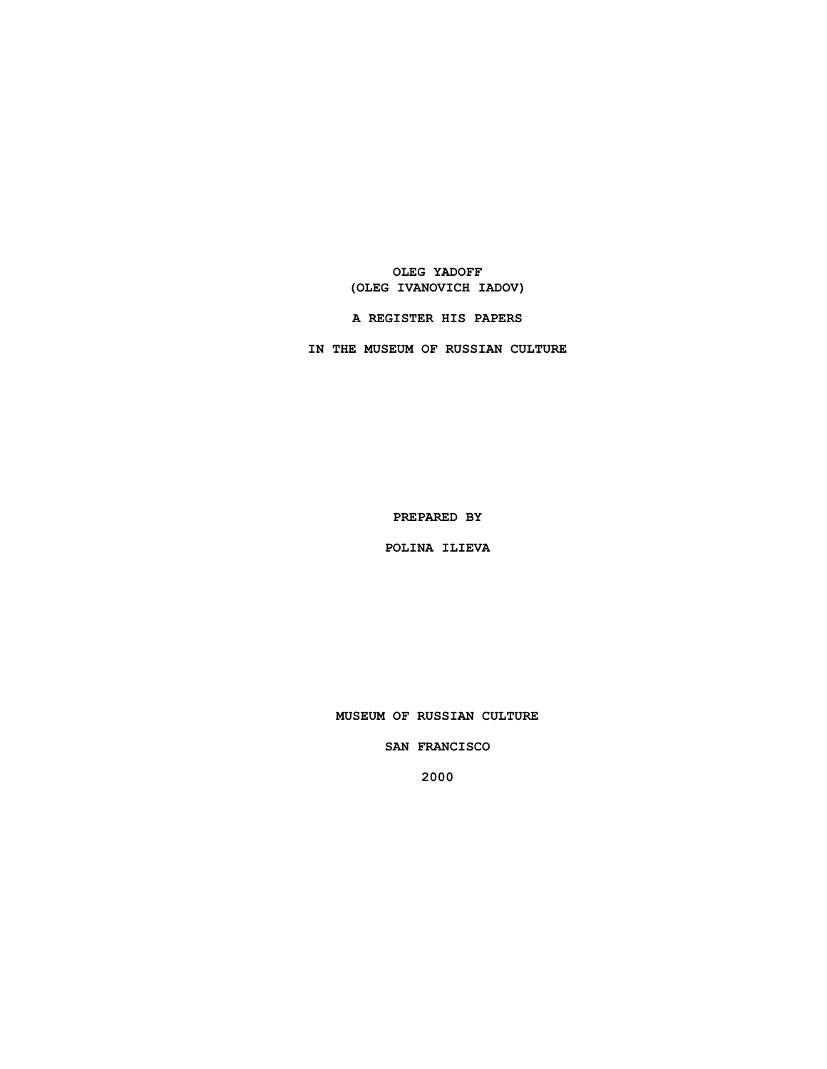# OLEG YADOFF
## (OLEG IVANOVICH IADOV)

**A REGISTER HIS PAPERS**

**IN THE MUSEUM OF RUSSIAN CULTURE**

**PREPARED BY**

**POLINA ILIEVA**

**MUSEUM OF RUSSIAN CULTURE**

**SAN FRANCISCO**

**2000**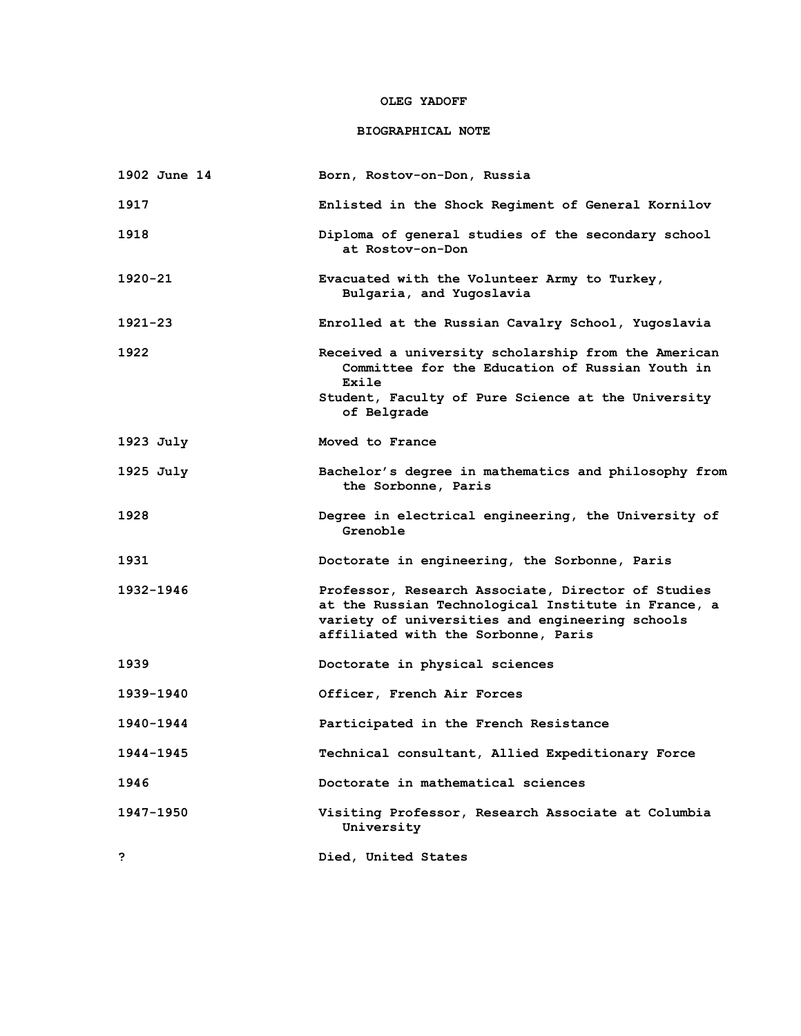# OLEG YADOFF

## BIOGRAPHICAL NOTE

| | |
|---|---|
| 1902 June 14 | Born, Rostov-on-Don, Russia |
| 1917 | Enlisted in the Shock Regiment of General Kornilov |
| 1918 | Diploma of general studies of the secondary school at Rostov-on-Don |
| 1920-21 | Evacuated with the Volunteer Army to Turkey, Bulgaria, and Yugoslavia |
| 1921-23 | Enrolled at the Russian Cavalry School, Yugoslavia |
| 1922 | Received a university scholarship from the American Committee for the Education of Russian Youth in Exile<br>Student, Faculty of Pure Science at the University of Belgrade |
| 1923 July | Moved to France |
| 1925 July | Bachelor's degree in mathematics and philosophy from the Sorbonne, Paris |
| 1928 | Degree in electrical engineering, the University of Grenoble |
| 1931 | Doctorate in engineering, the Sorbonne, Paris |
| 1932-1946 | Professor, Research Associate, Director of Studies at the Russian Technological Institute in France, a variety of universities and engineering schools affiliated with the Sorbonne, Paris |
| 1939 | Doctorate in physical sciences |
| 1939-1940 | Officer, French Air Forces |
| 1940-1944 | Participated in the French Resistance |
| 1944-1945 | Technical consultant, Allied Expeditionary Force |
| 1946 | Doctorate in mathematical sciences |
| 1947-1950 | Visiting Professor, Research Associate at Columbia University |
| ? | Died, United States |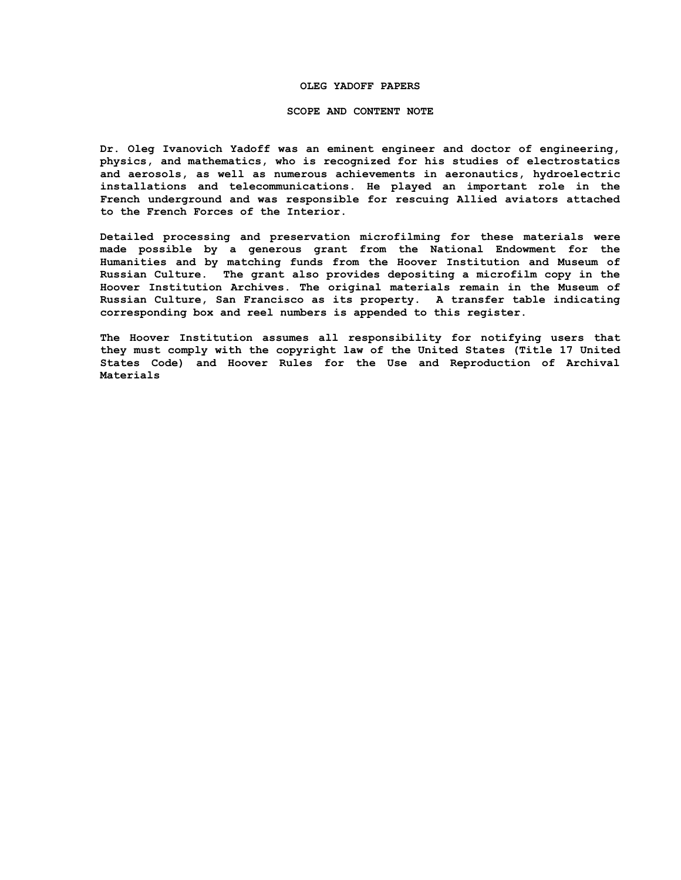# OLEG YADOFF PAPERS

## SCOPE AND CONTENT NOTE

**Dr. Oleg Ivanovich Yadoff was an eminent engineer and doctor of engineering, physics, and mathematics, who is recognized for his studies of electrostatics and aerosols, as well as numerous achievements in aeronautics, hydroelectric installations and telecommunications. He played an important role in the French underground and was responsible for rescuing Allied aviators attached to the French Forces of the Interior.**

**Detailed processing and preservation microfilming for these materials were made possible by a generous grant from the National Endowment for the Humanities and by matching funds from the Hoover Institution and Museum of Russian Culture. The grant also provides depositing a microfilm copy in the Hoover Institution Archives. The original materials remain in the Museum of Russian Culture, San Francisco as its property. A transfer table indicating corresponding box and reel numbers is appended to this register.**

**The Hoover Institution assumes all responsibility for notifying users that they must comply with the copyright law of the United States (Title 17 United States Code) and Hoover Rules for the Use and Reproduction of Archival Materials**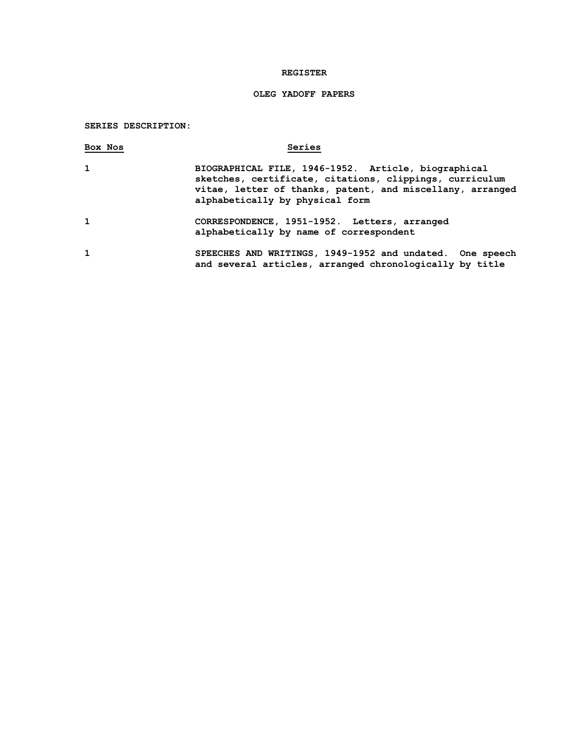**REGISTER**

**OLEG YADOFF PAPERS**

**SERIES DESCRIPTION:**

| Box Nos | Series |
|---|---|
| 1 | BIOGRAPHICAL FILE, 1946-1952. Article, biographical sketches, certificate, citations, clippings, curriculum vitae, letter of thanks, patent, and miscellany, arranged alphabetically by physical form |
| 1 | CORRESPONDENCE, 1951-1952. Letters, arranged alphabetically by name of correspondent |
| 1 | SPEECHES AND WRITINGS, 1949-1952 and undated. One speech and several articles, arranged chronologically by title |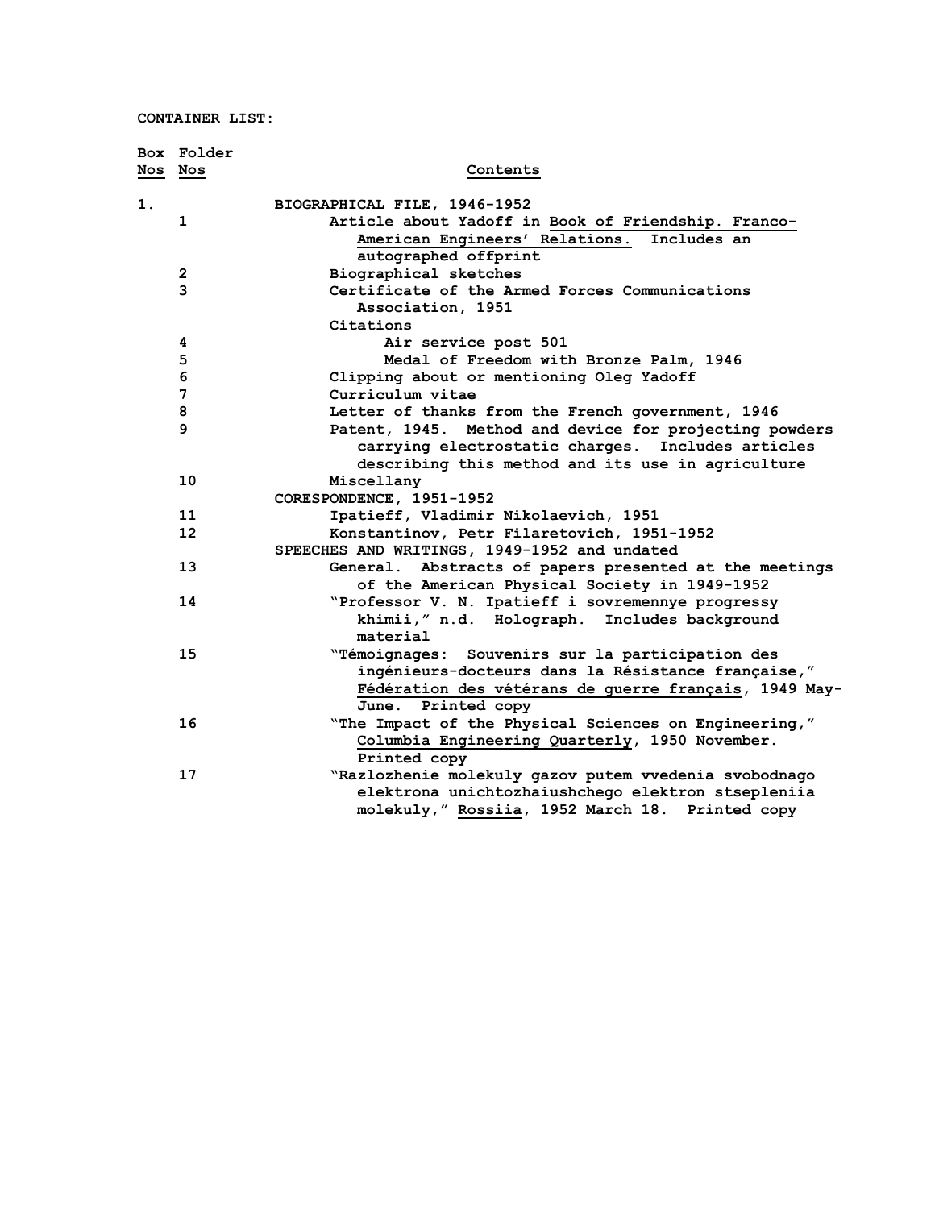**CONTAINER LIST:**

| Box Nos | Folder Nos | Contents |
|---|---|---|
| 1. | | BIOGRAPHICAL FILE, 1946-1952 |
| | 1 | Article about Yadoff in Book of Friendship. Franco-American Engineers' Relations. Includes an autographed offprint |
| | 2 | Biographical sketches |
| | 3 | Certificate of the Armed Forces Communications Association, 1951 |
| | | Citations |
| | 4 | Air service post 501 |
| | 5 | Medal of Freedom with Bronze Palm, 1946 |
| | 6 | Clipping about or mentioning Oleg Yadoff |
| | 7 | Curriculum vitae |
| | 8 | Letter of thanks from the French government, 1946 |
| | 9 | Patent, 1945. Method and device for projecting powders carrying electrostatic charges. Includes articles describing this method and its use in agriculture |
| | 10 | Miscellany |
| | | CORESPONDENCE, 1951-1952 |
| | 11 | Ipatieff, Vladimir Nikolaevich, 1951 |
| | 12 | Konstantinov, Petr Filaretovich, 1951-1952 |
| | | SPEECHES AND WRITINGS, 1949-1952 and undated |
| | 13 | General. Abstracts of papers presented at the meetings of the American Physical Society in 1949-1952 |
| | 14 | "Professor V. N. Ipatieff i sovremennye progressy khimii," n.d. Holograph. Includes background material |
| | 15 | "Témoignages: Souvenirs sur la participation des ingénieurs-docteurs dans la Résistance française," Fédération des vétérans de guerre français, 1949 May-June. Printed copy |
| | 16 | "The Impact of the Physical Sciences on Engineering," Columbia Engineering Quarterly, 1950 November. Printed copy |
| | 17 | "Razlozhenie molekuly gazov putem vvedenia svobodnago elektrona unichtozhaiushchego elektron stsepleniia molekuly," Rossiia, 1952 March 18. Printed copy |